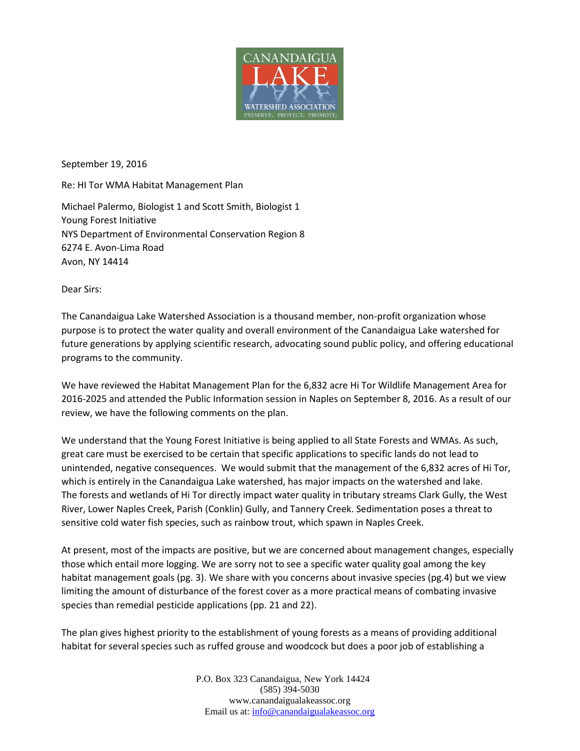CANANDAIGUA LAKE WATERSHED ASSOCIATION

PRESERVE. PROTECT. PROMOTE.

September 19, 2016

Re: HI Tor WMA Habitat Management Plan

Michael Palermo, Biologist 1 and Scott Smith, Biologist 1
Young Forest Initiative
NYS Department of Environmental Conservation Region 8
6274 E. Avon-Lima Road
Avon, NY 14414

Dear Sirs:

The Canandaigua Lake Watershed Association is a thousand member, non-profit organization whose purpose is to protect the water quality and overall environment of the Canandaigua Lake watershed for future generations by applying scientific research, advocating sound public policy, and offering educational programs to the community.

We have reviewed the Habitat Management Plan for the 6,832 acre Hi Tor Wildlife Management Area for 2016-2025 and attended the Public Information session in Naples on September 8, 2016. As a result of our review, we have the following comments on the plan.

We understand that the Young Forest Initiative is being applied to all State Forests and WMAs. As such, great care must be exercised to be certain that specific applications to specific lands do not lead to unintended, negative consequences. We would submit that the management of the 6,832 acres of Hi Tor, which is entirely in the Canandaigua Lake watershed, has major impacts on the watershed and lake. The forests and wetlands of Hi Tor directly impact water quality in tributary streams Clark Gully, the West River, Lower Naples Creek, Parish (Conklin) Gully, and Tannery Creek. Sedimentation poses a threat to sensitive cold water fish species, such as rainbow trout, which spawn in Naples Creek.

At present, most of the impacts are positive, but we are concerned about management changes, especially those which entail more logging. We are sorry not to see a specific water quality goal among the key habitat management goals (pg. 3). We share with you concerns about invasive species (pg.4) but we view limiting the amount of disturbance of the forest cover as a more practical means of combating invasive species than remedial pesticide applications (pp. 21 and 22).

The plan gives highest priority to the establishment of young forests as a means of providing additional habitat for several species such as ruffed grouse and woodcock but does a poor job of establishing a

P.O. Box 323 Canandaigua, New York 14424
(585) 394-5030
www.canandaigualakeassoc.org
Email us at: info@canandaigualakeassoc.org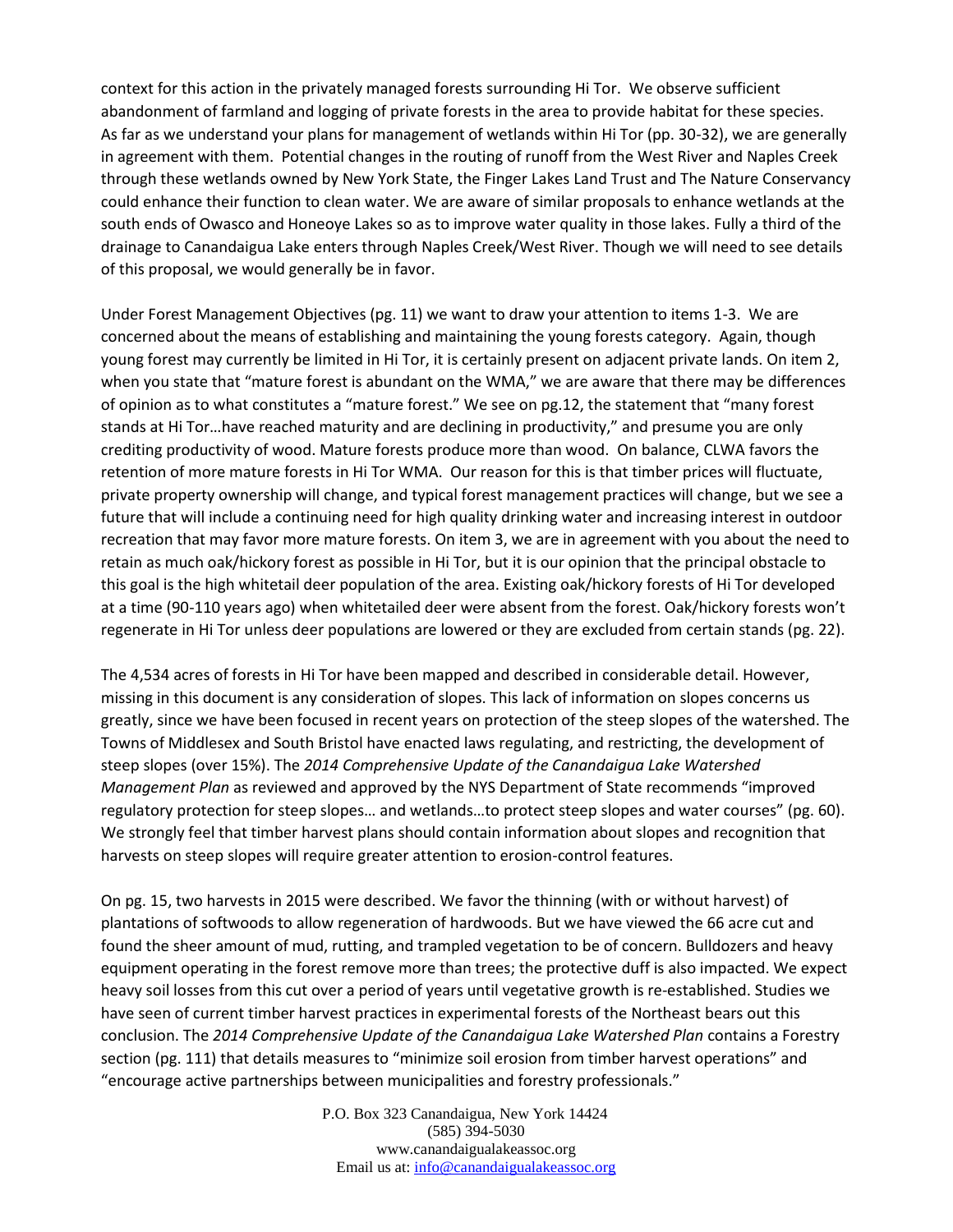context for this action in the privately managed forests surrounding Hi Tor. We observe sufficient abandonment of farmland and logging of private forests in the area to provide habitat for these species. As far as we understand your plans for management of wetlands within Hi Tor (pp. 30-32), we are generally in agreement with them. Potential changes in the routing of runoff from the West River and Naples Creek through these wetlands owned by New York State, the Finger Lakes Land Trust and The Nature Conservancy could enhance their function to clean water. We are aware of similar proposals to enhance wetlands at the south ends of Owasco and Honeoye Lakes so as to improve water quality in those lakes. Fully a third of the drainage to Canandaigua Lake enters through Naples Creek/West River. Though we will need to see details of this proposal, we would generally be in favor.

Under Forest Management Objectives (pg. 11) we want to draw your attention to items 1-3. We are concerned about the means of establishing and maintaining the young forests category. Again, though young forest may currently be limited in Hi Tor, it is certainly present on adjacent private lands. On item 2, when you state that "mature forest is abundant on the WMA," we are aware that there may be differences of opinion as to what constitutes a "mature forest." We see on pg.12, the statement that "many forest stands at Hi Tor…have reached maturity and are declining in productivity," and presume you are only crediting productivity of wood. Mature forests produce more than wood. On balance, CLWA favors the retention of more mature forests in Hi Tor WMA. Our reason for this is that timber prices will fluctuate, private property ownership will change, and typical forest management practices will change, but we see a future that will include a continuing need for high quality drinking water and increasing interest in outdoor recreation that may favor more mature forests. On item 3, we are in agreement with you about the need to retain as much oak/hickory forest as possible in Hi Tor, but it is our opinion that the principal obstacle to this goal is the high whitetail deer population of the area. Existing oak/hickory forests of Hi Tor developed at a time (90-110 years ago) when whitetailed deer were absent from the forest. Oak/hickory forests won't regenerate in Hi Tor unless deer populations are lowered or they are excluded from certain stands (pg. 22).

The 4,534 acres of forests in Hi Tor have been mapped and described in considerable detail. However, missing in this document is any consideration of slopes. This lack of information on slopes concerns us greatly, since we have been focused in recent years on protection of the steep slopes of the watershed. The Towns of Middlesex and South Bristol have enacted laws regulating, and restricting, the development of steep slopes (over 15%). The *2014 Comprehensive Update of the Canandaigua Lake Watershed Management Plan* as reviewed and approved by the NYS Department of State recommends "improved regulatory protection for steep slopes… and wetlands…to protect steep slopes and water courses" (pg. 60). We strongly feel that timber harvest plans should contain information about slopes and recognition that harvests on steep slopes will require greater attention to erosion-control features.

On pg. 15, two harvests in 2015 were described. We favor the thinning (with or without harvest) of plantations of softwoods to allow regeneration of hardwoods. But we have viewed the 66 acre cut and found the sheer amount of mud, rutting, and trampled vegetation to be of concern. Bulldozers and heavy equipment operating in the forest remove more than trees; the protective duff is also impacted. We expect heavy soil losses from this cut over a period of years until vegetative growth is re-established. Studies we have seen of current timber harvest practices in experimental forests of the Northeast bears out this conclusion. The *2014 Comprehensive Update of the Canandaigua Lake Watershed Plan* contains a Forestry section (pg. 111) that details measures to "minimize soil erosion from timber harvest operations" and "encourage active partnerships between municipalities and forestry professionals."

P.O. Box 323 Canandaigua, New York 14424
(585) 394-5030
www.canandaigualakeassoc.org
Email us at: info@canandaigualakeassoc.org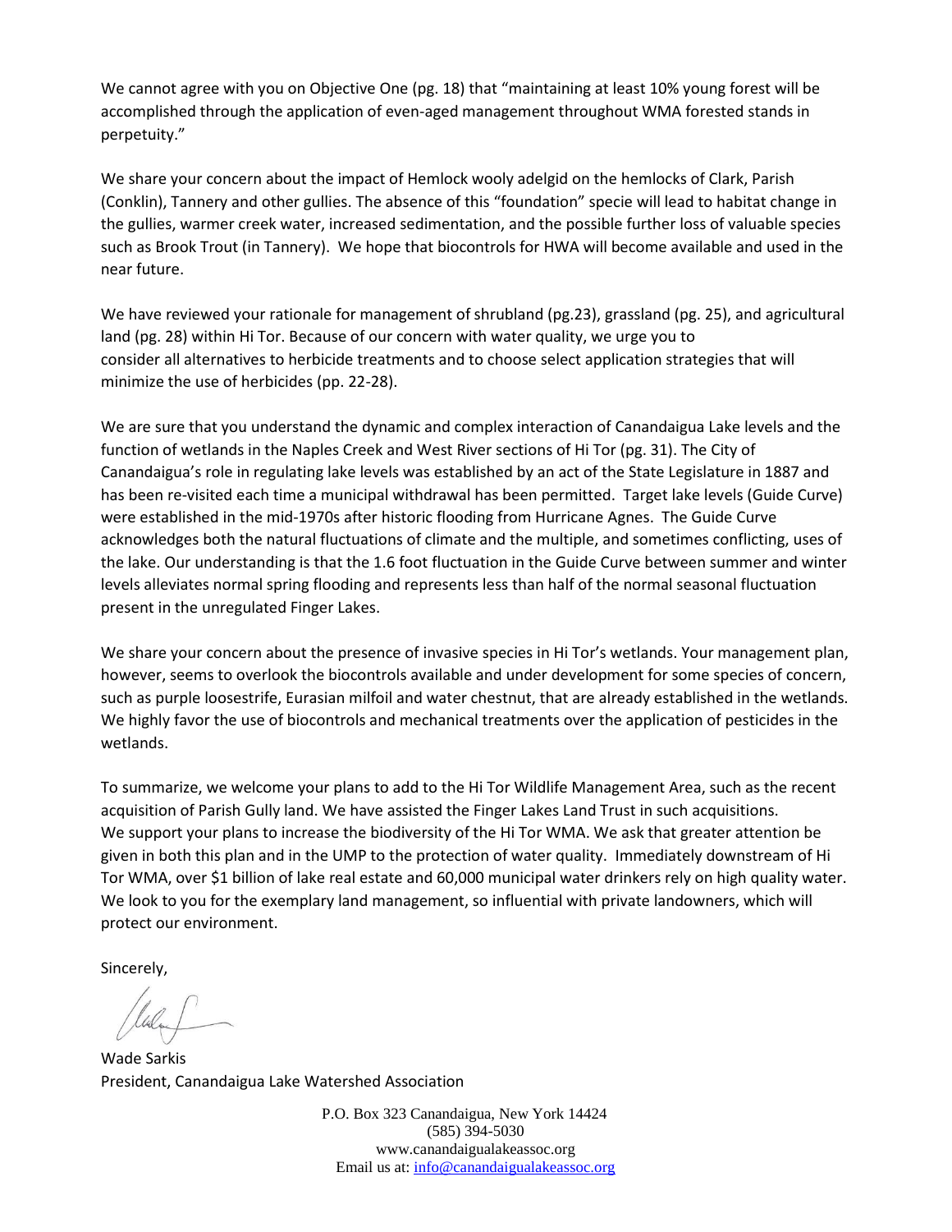We cannot agree with you on Objective One (pg. 18) that "maintaining at least 10% young forest will be accomplished through the application of even-aged management throughout WMA forested stands in perpetuity."

We share your concern about the impact of Hemlock wooly adelgid on the hemlocks of Clark, Parish (Conklin), Tannery and other gullies. The absence of this "foundation" specie will lead to habitat change in the gullies, warmer creek water, increased sedimentation, and the possible further loss of valuable species such as Brook Trout (in Tannery). We hope that biocontrols for HWA will become available and used in the near future.

We have reviewed your rationale for management of shrubland (pg.23), grassland (pg. 25), and agricultural land (pg. 28) within Hi Tor. Because of our concern with water quality, we urge you to consider all alternatives to herbicide treatments and to choose select application strategies that will minimize the use of herbicides (pp. 22-28).

We are sure that you understand the dynamic and complex interaction of Canandaigua Lake levels and the function of wetlands in the Naples Creek and West River sections of Hi Tor (pg. 31). The City of Canandaigua's role in regulating lake levels was established by an act of the State Legislature in 1887 and has been re-visited each time a municipal withdrawal has been permitted. Target lake levels (Guide Curve) were established in the mid-1970s after historic flooding from Hurricane Agnes. The Guide Curve acknowledges both the natural fluctuations of climate and the multiple, and sometimes conflicting, uses of the lake. Our understanding is that the 1.6 foot fluctuation in the Guide Curve between summer and winter levels alleviates normal spring flooding and represents less than half of the normal seasonal fluctuation present in the unregulated Finger Lakes.

We share your concern about the presence of invasive species in Hi Tor's wetlands. Your management plan, however, seems to overlook the biocontrols available and under development for some species of concern, such as purple loosestrife, Eurasian milfoil and water chestnut, that are already established in the wetlands. We highly favor the use of biocontrols and mechanical treatments over the application of pesticides in the wetlands.

To summarize, we welcome your plans to add to the Hi Tor Wildlife Management Area, such as the recent acquisition of Parish Gully land. We have assisted the Finger Lakes Land Trust in such acquisitions. We support your plans to increase the biodiversity of the Hi Tor WMA. We ask that greater attention be given in both this plan and in the UMP to the protection of water quality. Immediately downstream of Hi Tor WMA, over $1 billion of lake real estate and 60,000 municipal water drinkers rely on high quality water. We look to you for the exemplary land management, so influential with private landowners, which will protect our environment.

Sincerely,

Wade Sarkis
President, Canandaigua Lake Watershed Association

P.O. Box 323 Canandaigua, New York 14424
(585) 394-5030
www.canandaigualakeassoc.org
Email us at: info@canandaigualakeassoc.org